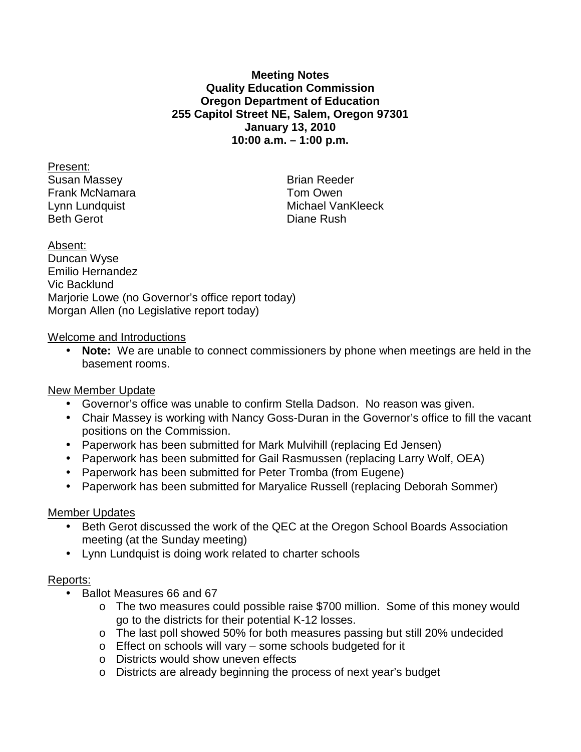**Meeting Notes**
**Quality Education Commission**
**Oregon Department of Education**
**255 Capitol Street NE, Salem, Oregon 97301**
**January 13, 2010**
**10:00 a.m. – 1:00 p.m.**

Present:

Susan Massey
Frank McNamara
Lynn Lundquist
Beth Gerot
Brian Reeder
Tom Owen
Michael VanKleeck
Diane Rush

Absent:

Duncan Wyse
Emilio Hernandez
Vic Backlund
Marjorie Lowe (no Governor's office report today)
Morgan Allen (no Legislative report today)

Welcome and Introductions

- **Note:** We are unable to connect commissioners by phone when meetings are held in the basement rooms.

New Member Update

- Governor's office was unable to confirm Stella Dadson. No reason was given.
- Chair Massey is working with Nancy Goss-Duran in the Governor's office to fill the vacant positions on the Commission.
- Paperwork has been submitted for Mark Mulvihill (replacing Ed Jensen)
- Paperwork has been submitted for Gail Rasmussen (replacing Larry Wolf, OEA)
- Paperwork has been submitted for Peter Tromba (from Eugene)
- Paperwork has been submitted for Maryalice Russell (replacing Deborah Sommer)

Member Updates

- Beth Gerot discussed the work of the QEC at the Oregon School Boards Association meeting (at the Sunday meeting)
- Lynn Lundquist is doing work related to charter schools

Reports:

- Ballot Measures 66 and 67
  - The two measures could possible raise $700 million. Some of this money would go to the districts for their potential K-12 losses.
  - The last poll showed 50% for both measures passing but still 20% undecided
  - Effect on schools will vary – some schools budgeted for it
  - Districts would show uneven effects
  - Districts are already beginning the process of next year's budget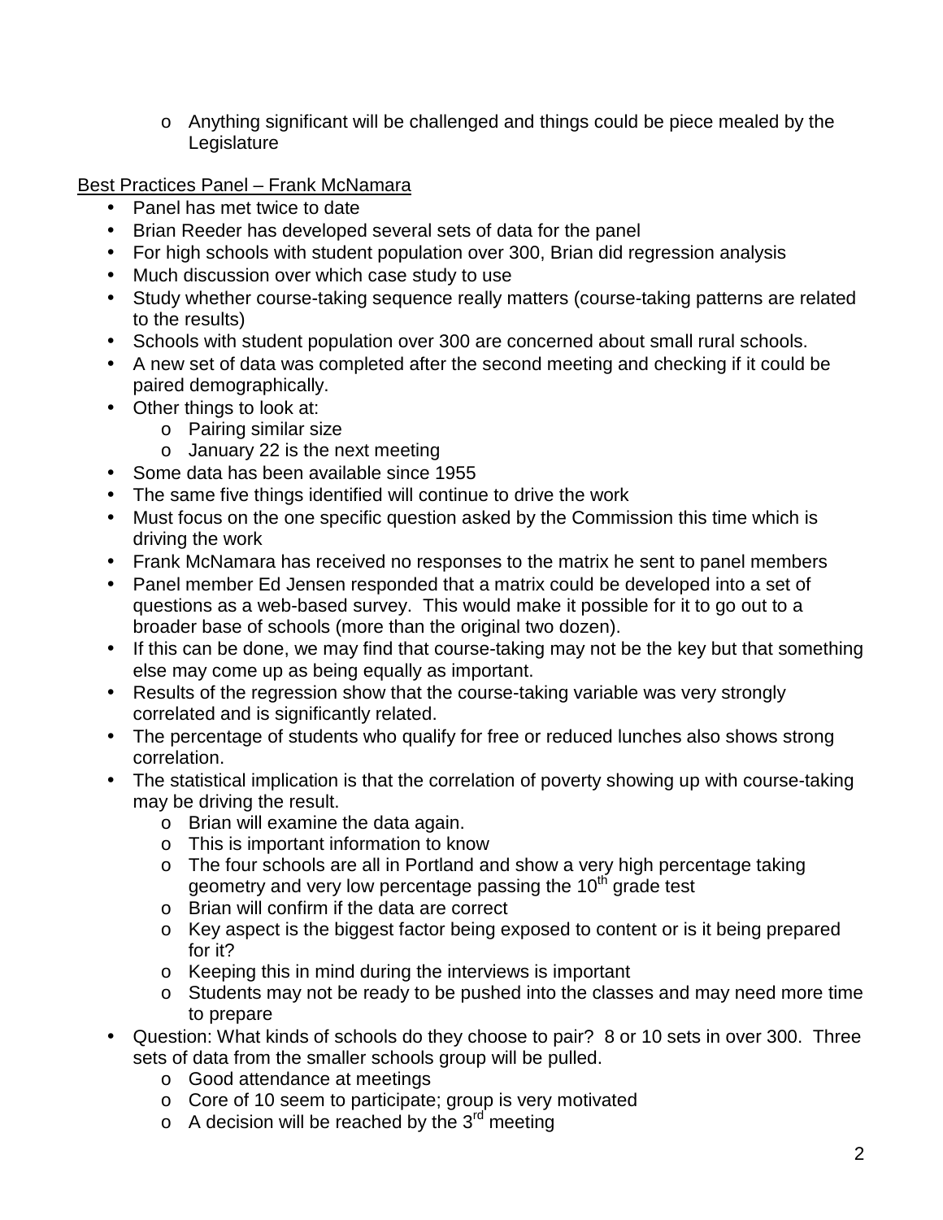- Anything significant will be challenged and things could be piece mealed by the Legislature

<u>Best Practices Panel – Frank McNamara</u>

- Panel has met twice to date
- Brian Reeder has developed several sets of data for the panel
- For high schools with student population over 300, Brian did regression analysis
- Much discussion over which case study to use
- Study whether course-taking sequence really matters (course-taking patterns are related to the results)
- Schools with student population over 300 are concerned about small rural schools.
- A new set of data was completed after the second meeting and checking if it could be paired demographically.
- Other things to look at:
    - Pairing similar size
    - January 22 is the next meeting
- Some data has been available since 1955
- The same five things identified will continue to drive the work
- Must focus on the one specific question asked by the Commission this time which is driving the work
- Frank McNamara has received no responses to the matrix he sent to panel members
- Panel member Ed Jensen responded that a matrix could be developed into a set of questions as a web-based survey. This would make it possible for it to go out to a broader base of schools (more than the original two dozen).
- If this can be done, we may find that course-taking may not be the key but that something else may come up as being equally as important.
- Results of the regression show that the course-taking variable was very strongly correlated and is significantly related.
- The percentage of students who qualify for free or reduced lunches also shows strong correlation.
- The statistical implication is that the correlation of poverty showing up with course-taking may be driving the result.
    - Brian will examine the data again.
    - This is important information to know
    - The four schools are all in Portland and show a very high percentage taking geometry and very low percentage passing the 10th grade test
    - Brian will confirm if the data are correct
    - Key aspect is the biggest factor being exposed to content or is it being prepared for it?
    - Keeping this in mind during the interviews is important
    - Students may not be ready to be pushed into the classes and may need more time to prepare
- Question: What kinds of schools do they choose to pair? 8 or 10 sets in over 300. Three sets of data from the smaller schools group will be pulled.
    - Good attendance at meetings
    - Core of 10 seem to participate; group is very motivated
    - A decision will be reached by the 3rd meeting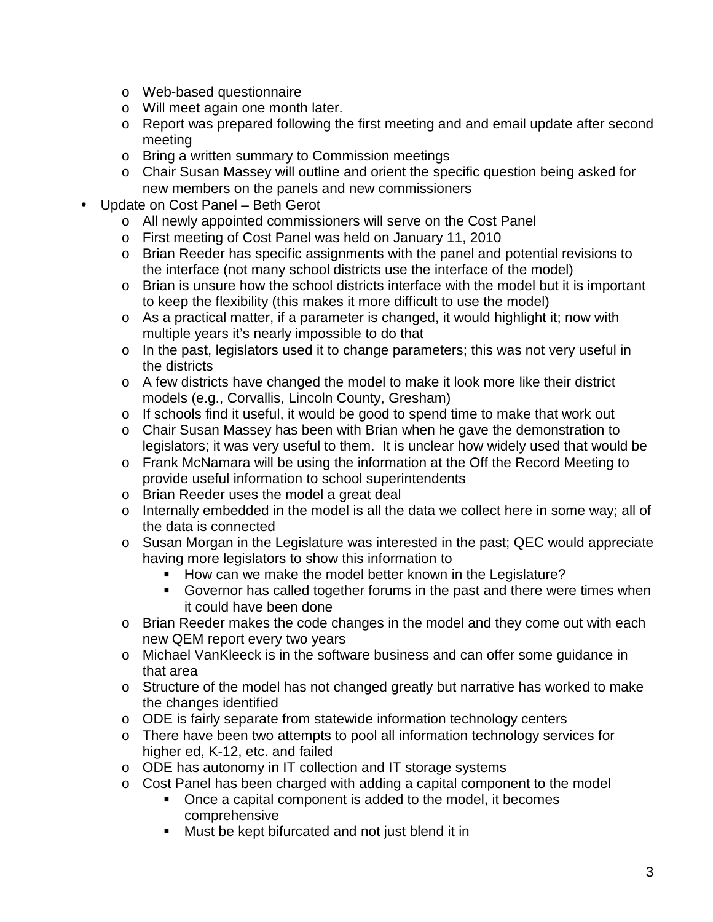- Web-based questionnaire
  - Will meet again one month later.
  - Report was prepared following the first meeting and and email update after second meeting
  - Bring a written summary to Commission meetings
  - Chair Susan Massey will outline and orient the specific question being asked for new members on the panels and new commissioners
- Update on Cost Panel – Beth Gerot
  - All newly appointed commissioners will serve on the Cost Panel
  - First meeting of Cost Panel was held on January 11, 2010
  - Brian Reeder has specific assignments with the panel and potential revisions to the interface (not many school districts use the interface of the model)
  - Brian is unsure how the school districts interface with the model but it is important to keep the flexibility (this makes it more difficult to use the model)
  - As a practical matter, if a parameter is changed, it would highlight it; now with multiple years it's nearly impossible to do that
  - In the past, legislators used it to change parameters; this was not very useful in the districts
  - A few districts have changed the model to make it look more like their district models (e.g., Corvallis, Lincoln County, Gresham)
  - If schools find it useful, it would be good to spend time to make that work out
  - Chair Susan Massey has been with Brian when he gave the demonstration to legislators; it was very useful to them. It is unclear how widely used that would be
  - Frank McNamara will be using the information at the Off the Record Meeting to provide useful information to school superintendents
  - Brian Reeder uses the model a great deal
  - Internally embedded in the model is all the data we collect here in some way; all of the data is connected
  - Susan Morgan in the Legislature was interested in the past; QEC would appreciate having more legislators to show this information to
    - How can we make the model better known in the Legislature?
    - Governor has called together forums in the past and there were times when it could have been done
  - Brian Reeder makes the code changes in the model and they come out with each new QEM report every two years
  - Michael VanKleeck is in the software business and can offer some guidance in that area
  - Structure of the model has not changed greatly but narrative has worked to make the changes identified
  - ODE is fairly separate from statewide information technology centers
  - There have been two attempts to pool all information technology services for higher ed, K-12, etc. and failed
  - ODE has autonomy in IT collection and IT storage systems
  - Cost Panel has been charged with adding a capital component to the model
    - Once a capital component is added to the model, it becomes comprehensive
    - Must be kept bifurcated and not just blend it in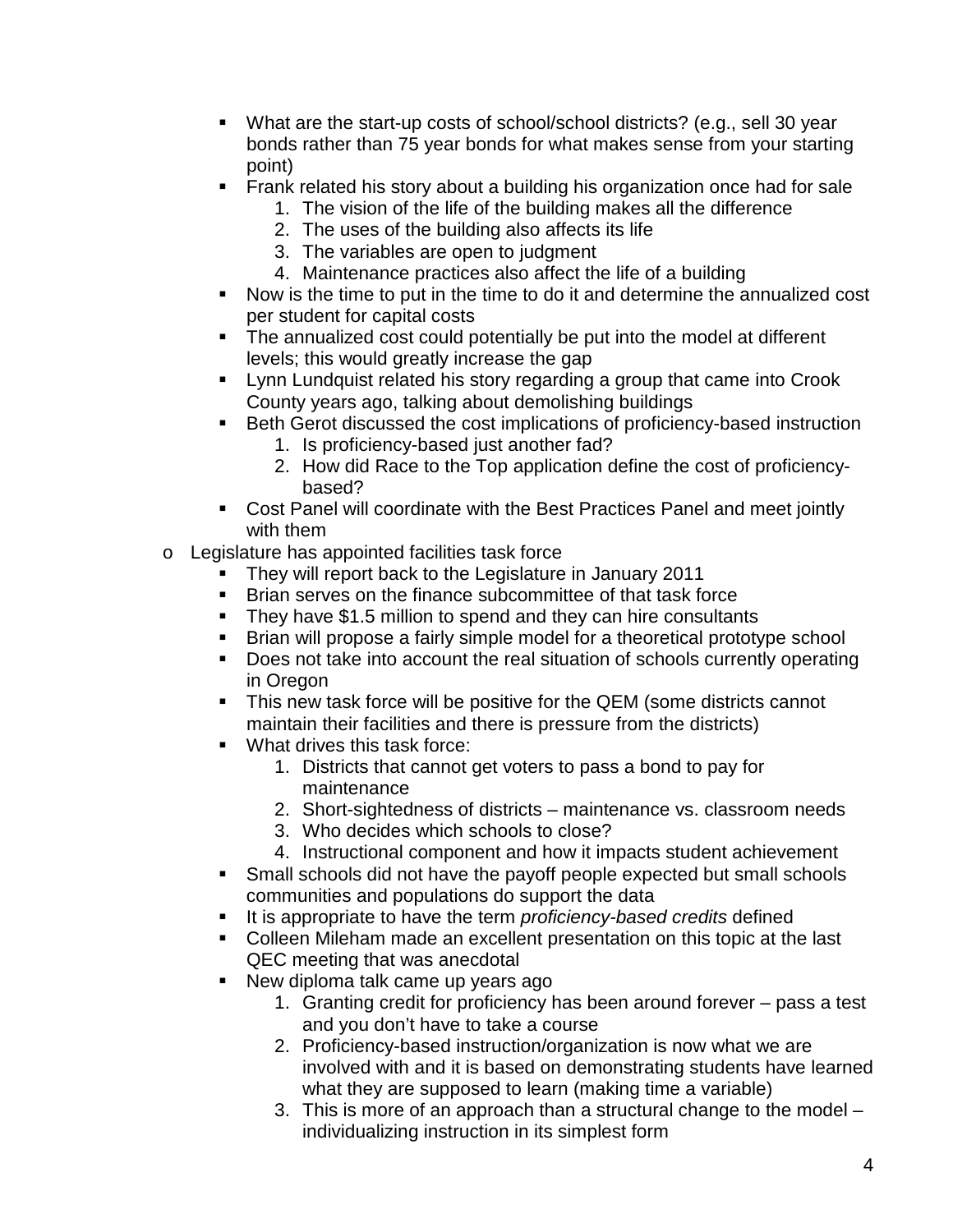- What are the start-up costs of school/school districts? (e.g., sell 30 year bonds rather than 75 year bonds for what makes sense from your starting point)
        - Frank related his story about a building his organization once had for sale
            1. The vision of the life of the building makes all the difference
            2. The uses of the building also affects its life
            3. The variables are open to judgment
            4. Maintenance practices also affect the life of a building
        - Now is the time to put in the time to do it and determine the annualized cost per student for capital costs
        - The annualized cost could potentially be put into the model at different levels; this would greatly increase the gap
        - Lynn Lundquist related his story regarding a group that came into Crook County years ago, talking about demolishing buildings
        - Beth Gerot discussed the cost implications of proficiency-based instruction
            1. Is proficiency-based just another fad?
            2. How did Race to the Top application define the cost of proficiency-based?
        - Cost Panel will coordinate with the Best Practices Panel and meet jointly with them
    - Legislature has appointed facilities task force
        - They will report back to the Legislature in January 2011
        - Brian serves on the finance subcommittee of that task force
        - They have $1.5 million to spend and they can hire consultants
        - Brian will propose a fairly simple model for a theoretical prototype school
        - Does not take into account the real situation of schools currently operating in Oregon
        - This new task force will be positive for the QEM (some districts cannot maintain their facilities and there is pressure from the districts)
        - What drives this task force:
            1. Districts that cannot get voters to pass a bond to pay for maintenance
            2. Short-sightedness of districts – maintenance vs. classroom needs
            3. Who decides which schools to close?
            4. Instructional component and how it impacts student achievement
        - Small schools did not have the payoff people expected but small schools communities and populations do support the data
        - It is appropriate to have the term *proficiency-based credits* defined
        - Colleen Mileham made an excellent presentation on this topic at the last QEC meeting that was anecdotal
        - New diploma talk came up years ago
            1. Granting credit for proficiency has been around forever – pass a test and you don't have to take a course
            2. Proficiency-based instruction/organization is now what we are involved with and it is based on demonstrating students have learned what they are supposed to learn (making time a variable)
            3. This is more of an approach than a structural change to the model – individualizing instruction in its simplest form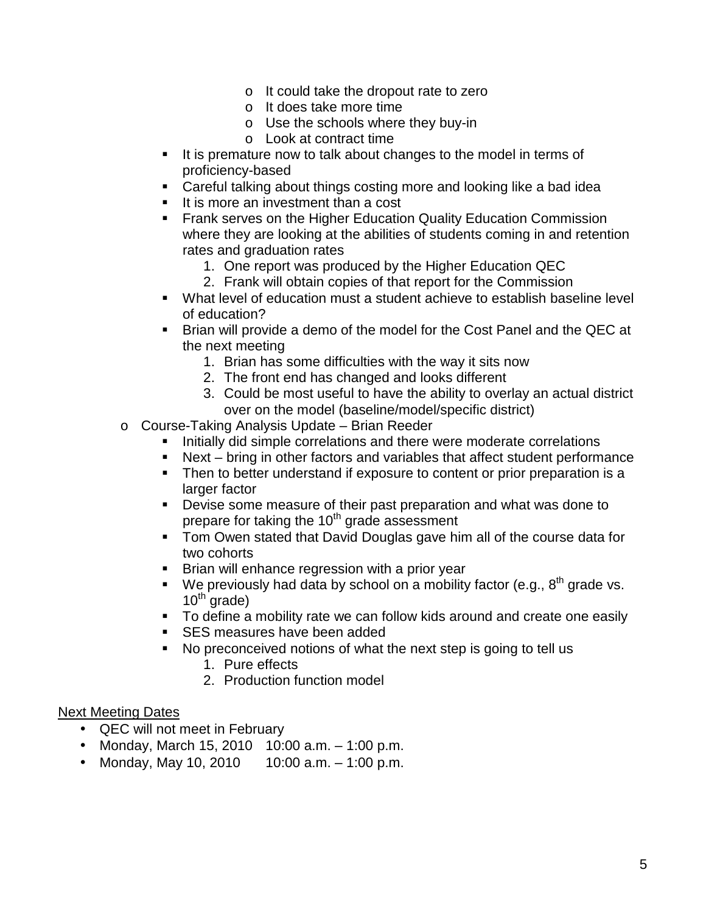- It could take the dropout rate to zero
      - It does take more time
      - Use the schools where they buy-in
      - Look at contract time
    - It is premature now to talk about changes to the model in terms of proficiency-based
    - Careful talking about things costing more and looking like a bad idea
    - It is more an investment than a cost
    - Frank serves on the Higher Education Quality Education Commission where they are looking at the abilities of students coming in and retention rates and graduation rates
      1. One report was produced by the Higher Education QEC
      2. Frank will obtain copies of that report for the Commission
    - What level of education must a student achieve to establish baseline level of education?
    - Brian will provide a demo of the model for the Cost Panel and the QEC at the next meeting
      1. Brian has some difficulties with the way it sits now
      2. The front end has changed and looks different
      3. Could be most useful to have the ability to overlay an actual district over on the model (baseline/model/specific district)
  - Course-Taking Analysis Update – Brian Reeder
    - Initially did simple correlations and there were moderate correlations
    - Next – bring in other factors and variables that affect student performance
    - Then to better understand if exposure to content or prior preparation is a larger factor
    - Devise some measure of their past preparation and what was done to prepare for taking the 10th grade assessment
    - Tom Owen stated that David Douglas gave him all of the course data for two cohorts
    - Brian will enhance regression with a prior year
    - We previously had data by school on a mobility factor (e.g., 8th grade vs. 10th grade)
    - To define a mobility rate we can follow kids around and create one easily
    - SES measures have been added
    - No preconceived notions of what the next step is going to tell us
      1. Pure effects
      2. Production function model

<u>Next Meeting Dates</u>

- QEC will not meet in February
- Monday, March 15, 2010 10:00 a.m. – 1:00 p.m.
- Monday, May 10, 2010 10:00 a.m. – 1:00 p.m.